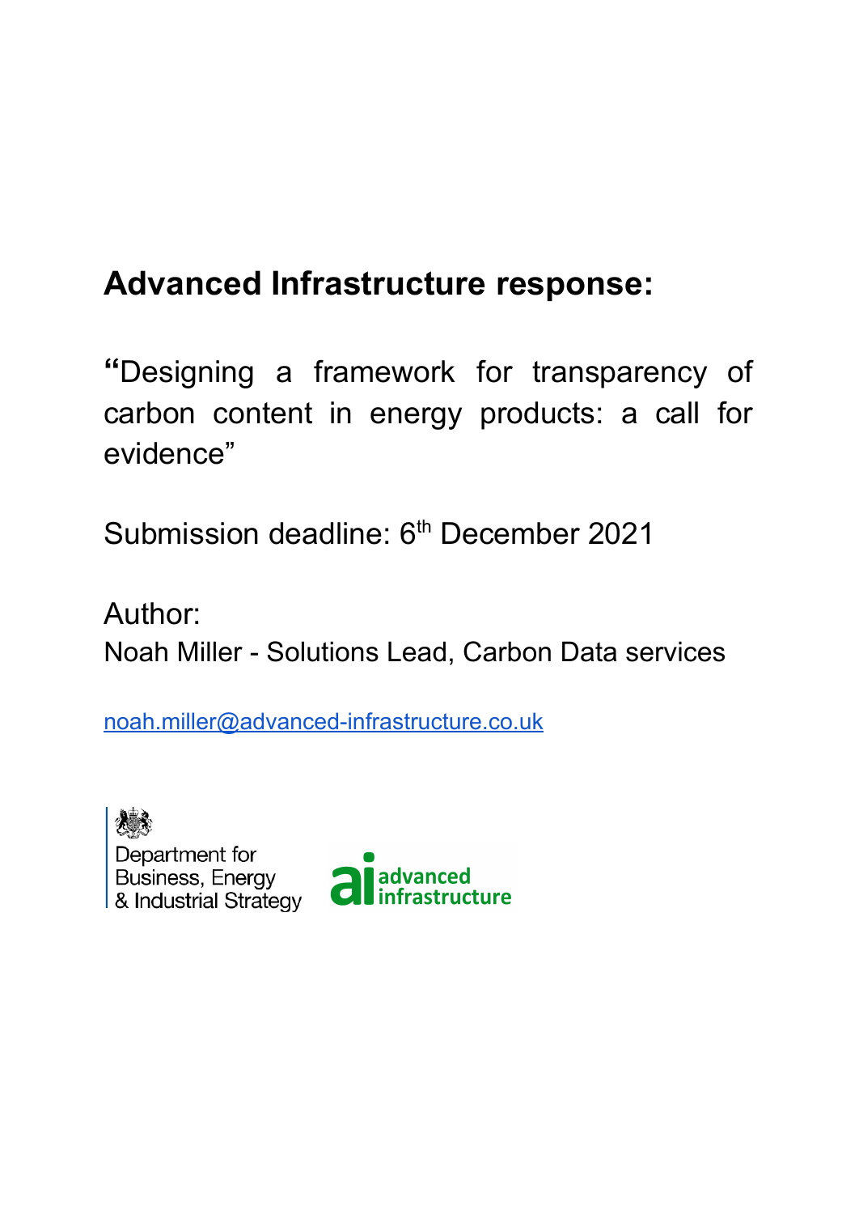# Advanced Infrastructure response:

"Designing a framework for transparency of carbon content in energy products: a call for evidence"

Submission deadline: 6th December 2021

Author:
Noah Miller - Solutions Lead, Carbon Data services

noah.miller@advanced-infrastructure.co.uk

Department for Business, Energy & Industrial Strategy

advanced infrastructure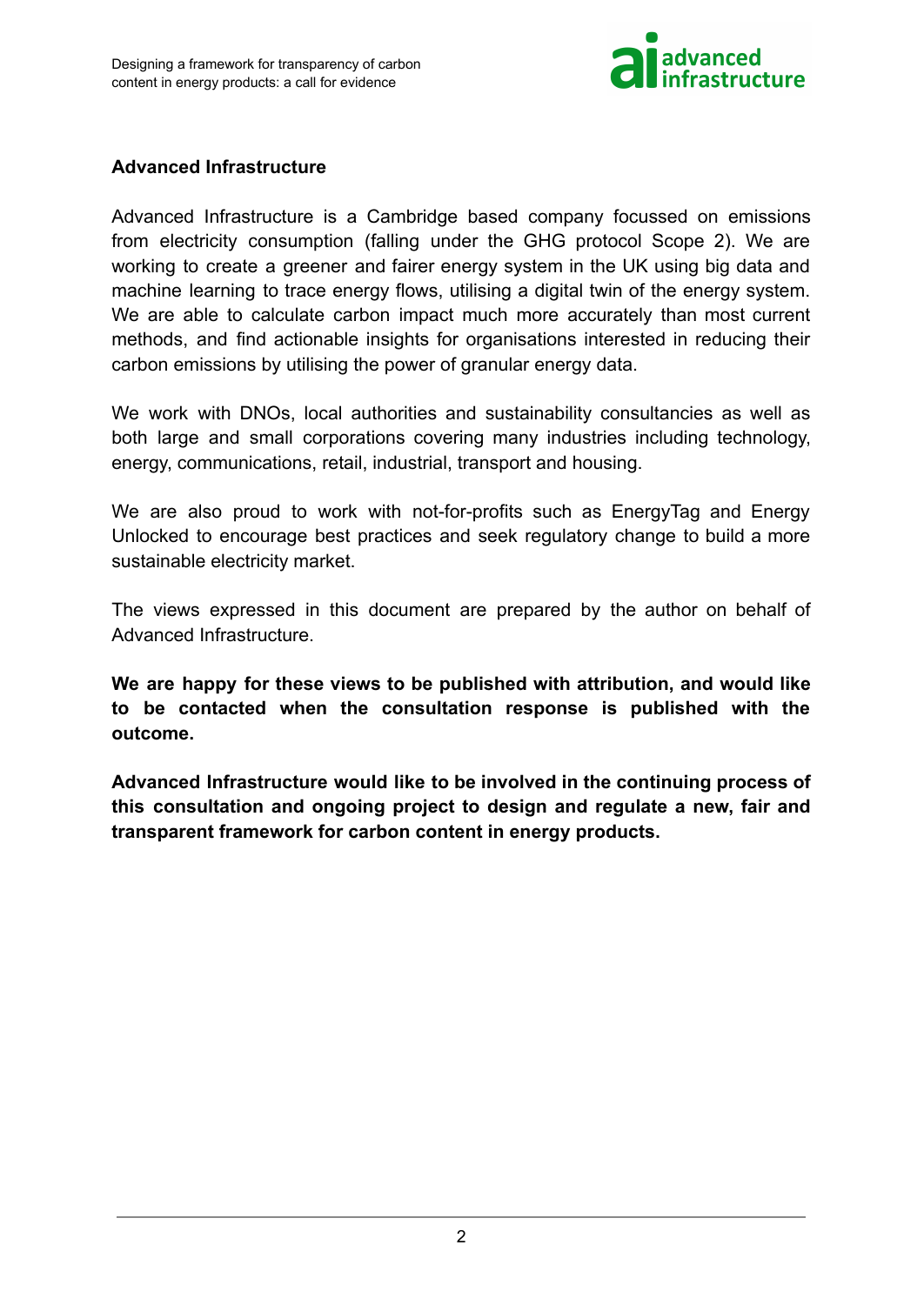## Advanced Infrastructure

Advanced Infrastructure is a Cambridge based company focussed on emissions from electricity consumption (falling under the GHG protocol Scope 2). We are working to create a greener and fairer energy system in the UK using big data and machine learning to trace energy flows, utilising a digital twin of the energy system. We are able to calculate carbon impact much more accurately than most current methods, and find actionable insights for organisations interested in reducing their carbon emissions by utilising the power of granular energy data.

We work with DNOs, local authorities and sustainability consultancies as well as both large and small corporations covering many industries including technology, energy, communications, retail, industrial, transport and housing.

We are also proud to work with not-for-profits such as EnergyTag and Energy Unlocked to encourage best practices and seek regulatory change to build a more sustainable electricity market.

The views expressed in this document are prepared by the author on behalf of Advanced Infrastructure.

**We are happy for these views to be published with attribution, and would like to be contacted when the consultation response is published with the outcome.**

**Advanced Infrastructure would like to be involved in the continuing process of this consultation and ongoing project to design and regulate a new, fair and transparent framework for carbon content in energy products.**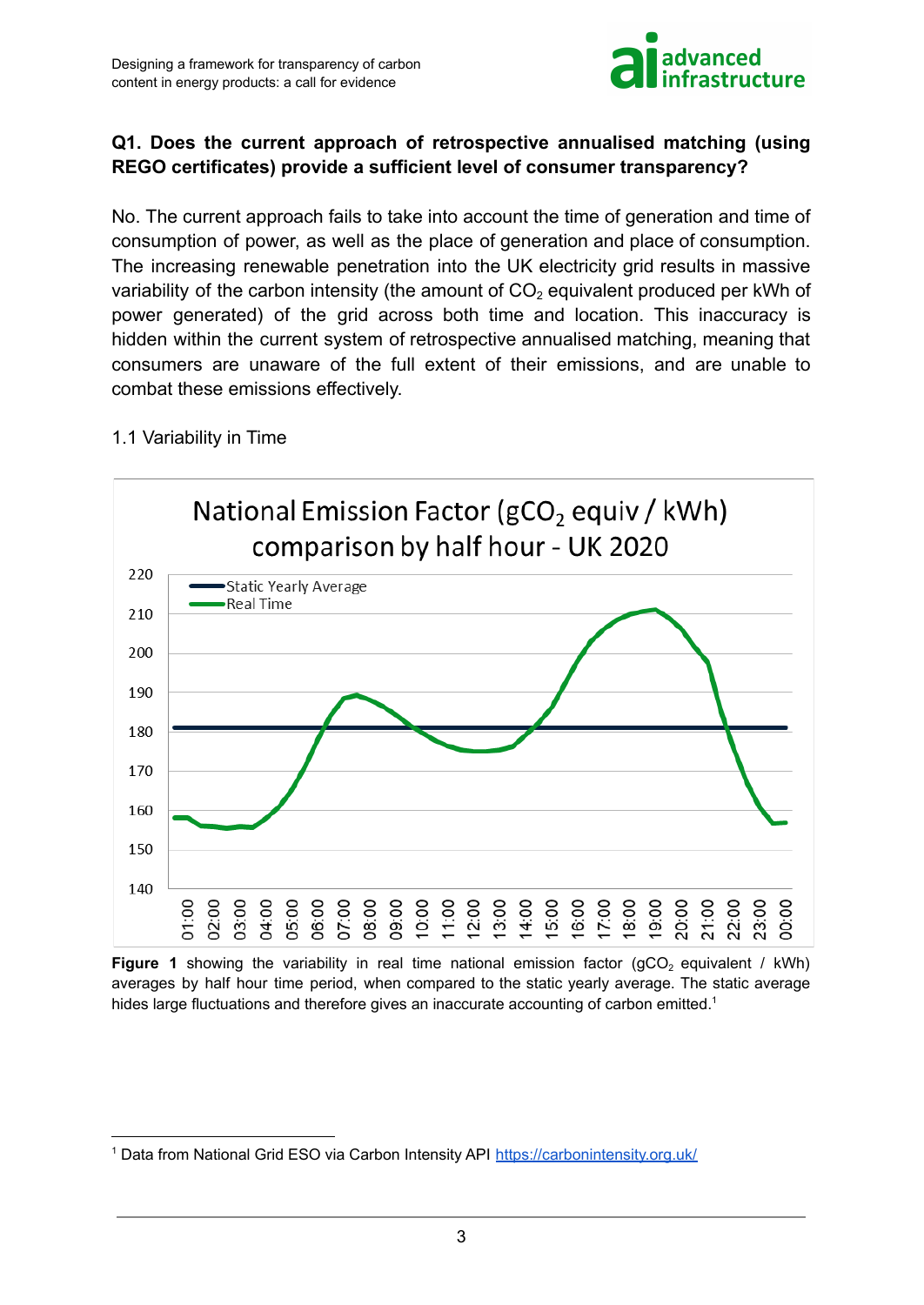**Q1. Does the current approach of retrospective annualised matching (using REGO certificates) provide a sufficient level of consumer transparency?**

No. The current approach fails to take into account the time of generation and time of consumption of power, as well as the place of generation and place of consumption. The increasing renewable penetration into the UK electricity grid results in massive variability of the carbon intensity (the amount of $CO_2$ equivalent produced per kWh of power generated) of the grid across both time and location. This inaccuracy is hidden within the current system of retrospective annualised matching, meaning that consumers are unaware of the full extent of their emissions, and are unable to combat these emissions effectively.

## 1.1 Variability in Time

**Figure 1** showing the variability in real time national emission factor ($gCO_2$ equivalent / kWh) averages by half hour time period, when compared to the static yearly average. The static average hides large fluctuations and therefore gives an inaccurate accounting of carbon emitted.[1]

---

[1] Data from National Grid ESO via Carbon Intensity API https://carbonintensity.org.uk/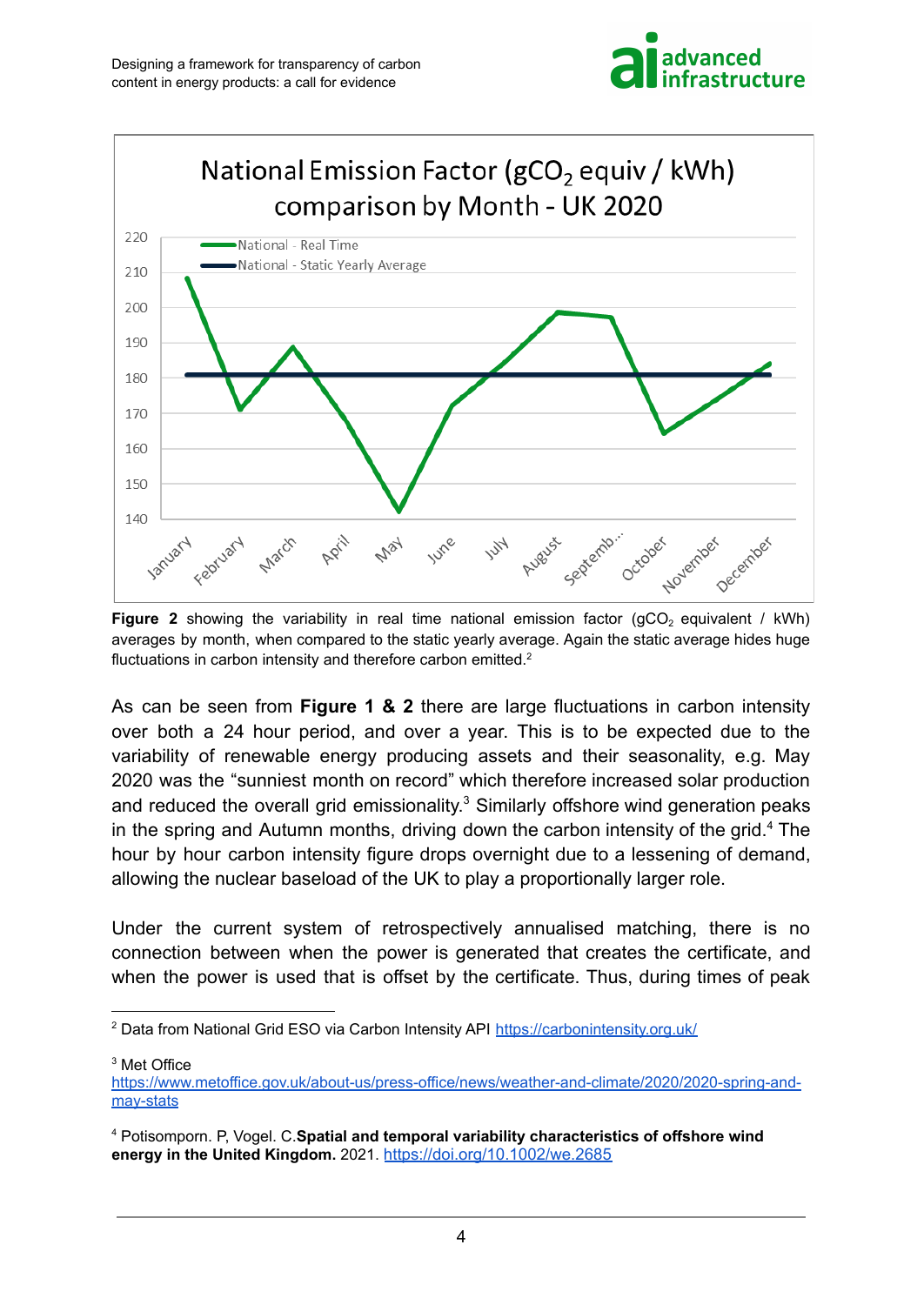Figure 2 showing the variability in real time national emission factor ($gCO_2$ equivalent / kWh) averages by month, when compared to the static yearly average. Again the static average hides huge fluctuations in carbon intensity and therefore carbon emitted.[2]

As can be seen from **Figure 1 & 2** there are large fluctuations in carbon intensity over both a 24 hour period, and over a year. This is to be expected due to the variability of renewable energy producing assets and their seasonality, e.g. May 2020 was the "sunniest month on record" which therefore increased solar production and reduced the overall grid emissionality.[3] Similarly offshore wind generation peaks in the spring and Autumn months, driving down the carbon intensity of the grid.[4] The hour by hour carbon intensity figure drops overnight due to a lessening of demand, allowing the nuclear baseload of the UK to play a proportionally larger role.

Under the current system of retrospectively annualised matching, there is no connection between when the power is generated that creates the certificate, and when the power is used that is offset by the certificate. Thus, during times of peak

---

[2] Data from National Grid ESO via Carbon Intensity API https://carbonintensity.org.uk/

[3] Met Office https://www.metoffice.gov.uk/about-us/press-office/news/weather-and-climate/2020/2020-spring-and-may-stats

[4] Potisomporn. P, Vogel. C.**Spatial and temporal variability characteristics of offshore wind energy in the United Kingdom.** 2021. https://doi.org/10.1002/we.2685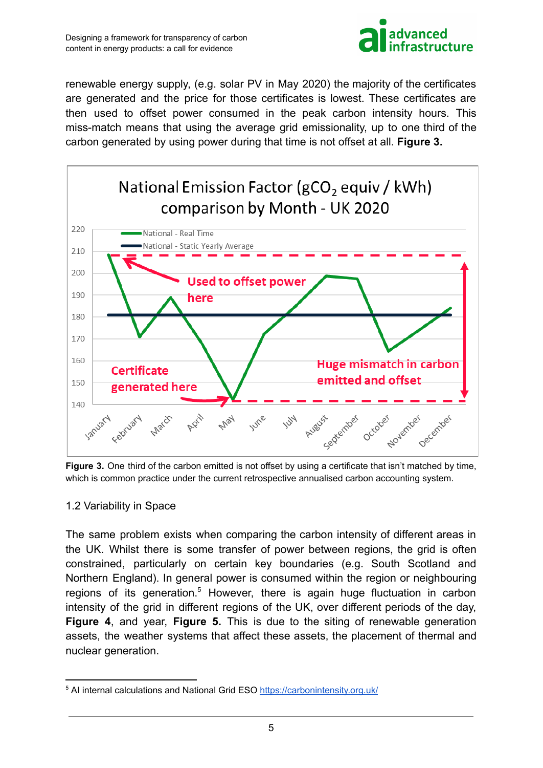renewable energy supply, (e.g. solar PV in May 2020) the majority of the certificates are generated and the price for those certificates is lowest. These certificates are then used to offset power consumed in the peak carbon intensity hours. This miss-match means that using the average grid emissionality, up to one third of the carbon generated by using power during that time is not offset at all. **Figure 3.**

**Figure 3.** One third of the carbon emitted is not offset by using a certificate that isn't matched by time, which is common practice under the current retrospective annualised carbon accounting system.

## 1.2 Variability in Space

The same problem exists when comparing the carbon intensity of different areas in the UK. Whilst there is some transfer of power between regions, the grid is often constrained, particularly on certain key boundaries (e.g. South Scotland and Northern England). In general power is consumed within the region or neighbouring regions of its generation.[5] However, there is again huge fluctuation in carbon intensity of the grid in different regions of the UK, over different periods of the day, **Figure 4**, and year, **Figure 5.** This is due to the siting of renewable generation assets, the weather systems that affect these assets, the placement of thermal and nuclear generation.

[5] AI internal calculations and National Grid ESO https://carbonintensity.org.uk/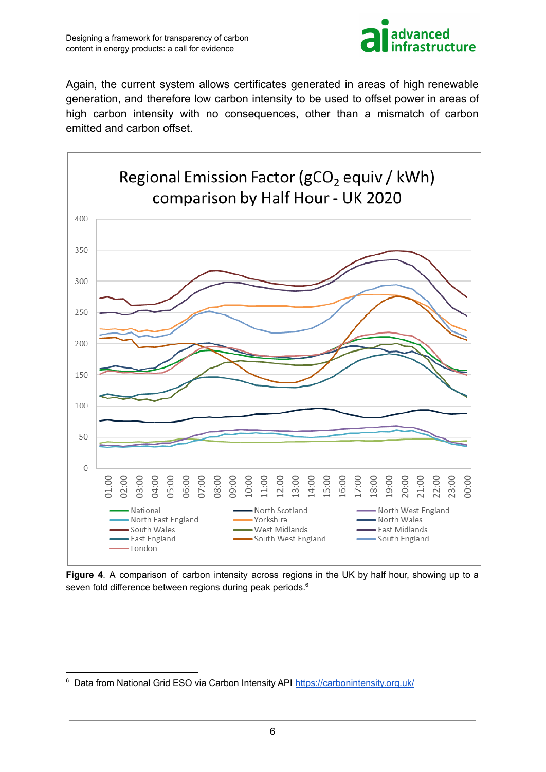Again, the current system allows certificates generated in areas of high renewable generation, and therefore low carbon intensity to be used to offset power in areas of high carbon intensity with no consequences, other than a mismatch of carbon emitted and carbon offset.

**Figure 4**. A comparison of carbon intensity across regions in the UK by half hour, showing up to a seven fold difference between regions during peak periods.[6]

[6] Data from National Grid ESO via Carbon Intensity API https://carbonintensity.org.uk/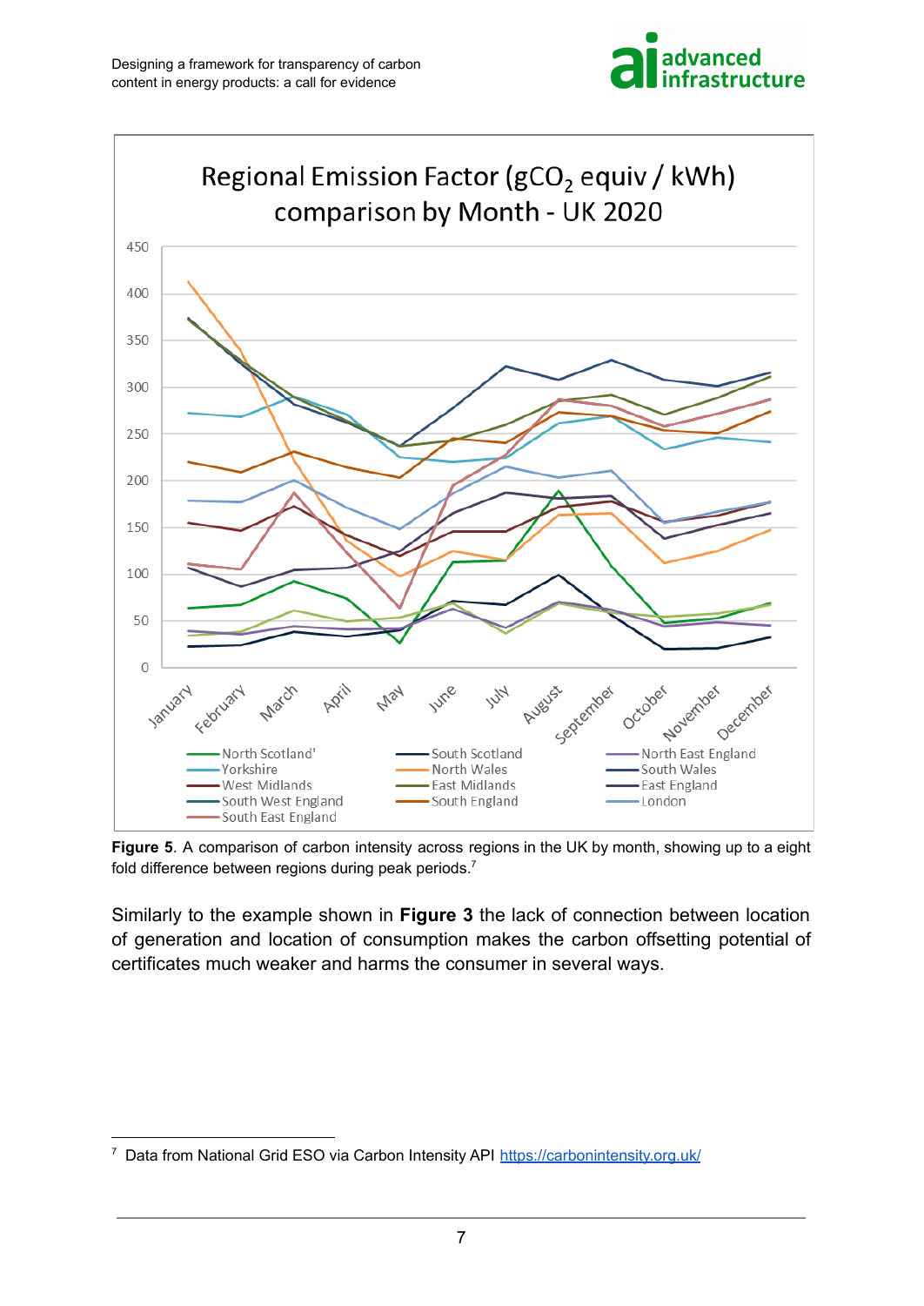**Figure 5**. A comparison of carbon intensity across regions in the UK by month, showing up to a eight fold difference between regions during peak periods.[7]

Similarly to the example shown in **Figure 3** the lack of connection between location of generation and location of consumption makes the carbon offsetting potential of certificates much weaker and harms the consumer in several ways.

---

[7] Data from National Grid ESO via Carbon Intensity API https://carbonintensity.org.uk/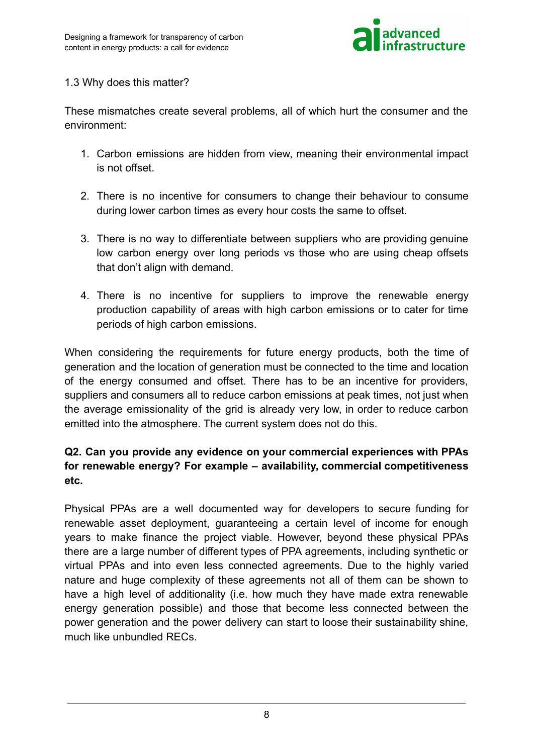### 1.3 Why does this matter?

These mismatches create several problems, all of which hurt the consumer and the environment:

1. Carbon emissions are hidden from view, meaning their environmental impact is not offset.
2. There is no incentive for consumers to change their behaviour to consume during lower carbon times as every hour costs the same to offset.
3. There is no way to differentiate between suppliers who are providing genuine low carbon energy over long periods vs those who are using cheap offsets that don't align with demand.
4. There is no incentive for suppliers to improve the renewable energy production capability of areas with high carbon emissions or to cater for time periods of high carbon emissions.

When considering the requirements for future energy products, both the time of generation and the location of generation must be connected to the time and location of the energy consumed and offset. There has to be an incentive for providers, suppliers and consumers all to reduce carbon emissions at peak times, not just when the average emissionality of the grid is already very low, in order to reduce carbon emitted into the atmosphere. The current system does not do this.

**Q2. Can you provide any evidence on your commercial experiences with PPAs for renewable energy? For example – availability, commercial competitiveness etc.**

Physical PPAs are a well documented way for developers to secure funding for renewable asset deployment, guaranteeing a certain level of income for enough years to make finance the project viable. However, beyond these physical PPAs there are a large number of different types of PPA agreements, including synthetic or virtual PPAs and into even less connected agreements. Due to the highly varied nature and huge complexity of these agreements not all of them can be shown to have a high level of additionality (i.e. how much they have made extra renewable energy generation possible) and those that become less connected between the power generation and the power delivery can start to loose their sustainability shine, much like unbundled RECs.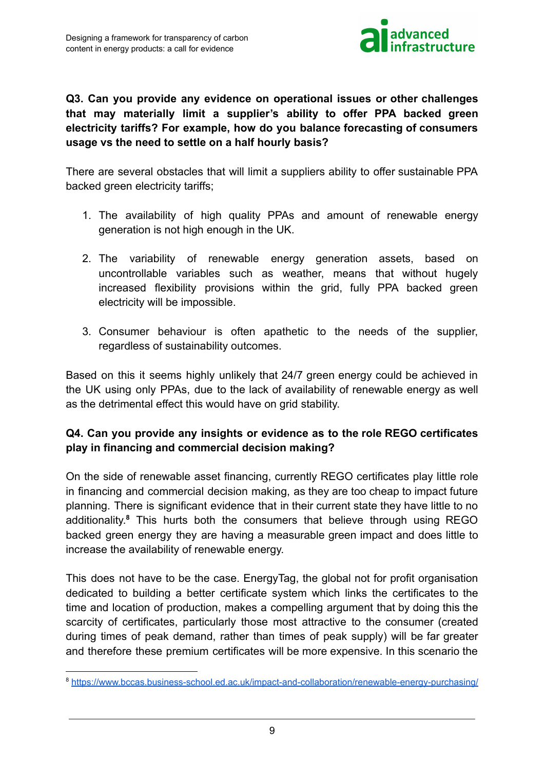**Q3. Can you provide any evidence on operational issues or other challenges that may materially limit a supplier's ability to offer PPA backed green electricity tariffs? For example, how do you balance forecasting of consumers usage vs the need to settle on a half hourly basis?**

There are several obstacles that will limit a suppliers ability to offer sustainable PPA backed green electricity tariffs;

1. The availability of high quality PPAs and amount of renewable energy generation is not high enough in the UK.

2. The variability of renewable energy generation assets, based on uncontrollable variables such as weather, means that without hugely increased flexibility provisions within the grid, fully PPA backed green electricity will be impossible.

3. Consumer behaviour is often apathetic to the needs of the supplier, regardless of sustainability outcomes.

Based on this it seems highly unlikely that 24/7 green energy could be achieved in the UK using only PPAs, due to the lack of availability of renewable energy as well as the detrimental effect this would have on grid stability.

**Q4. Can you provide any insights or evidence as to the role REGO certificates play in financing and commercial decision making?**

On the side of renewable asset financing, currently REGO certificates play little role in financing and commercial decision making, as they are too cheap to impact future planning. There is significant evidence that in their current state they have little to no additionality.[8] This hurts both the consumers that believe through using REGO backed energy they are having a measurable green impact and does little to increase the availability of renewable energy.

This does not have to be the case. EnergyTag, the global not for profit organisation dedicated to building a better certificate system which links the certificates to the time and location of production, makes a compelling argument that by doing this the scarcity of certificates, particularly those most attractive to the consumer (created during times of peak demand, rather than times of peak supply) will be far greater and therefore these premium certificates will be more expensive. In this scenario the

---

[8] https://www.bccas.business-school.ed.ac.uk/impact-and-collaboration/renewable-energy-purchasing/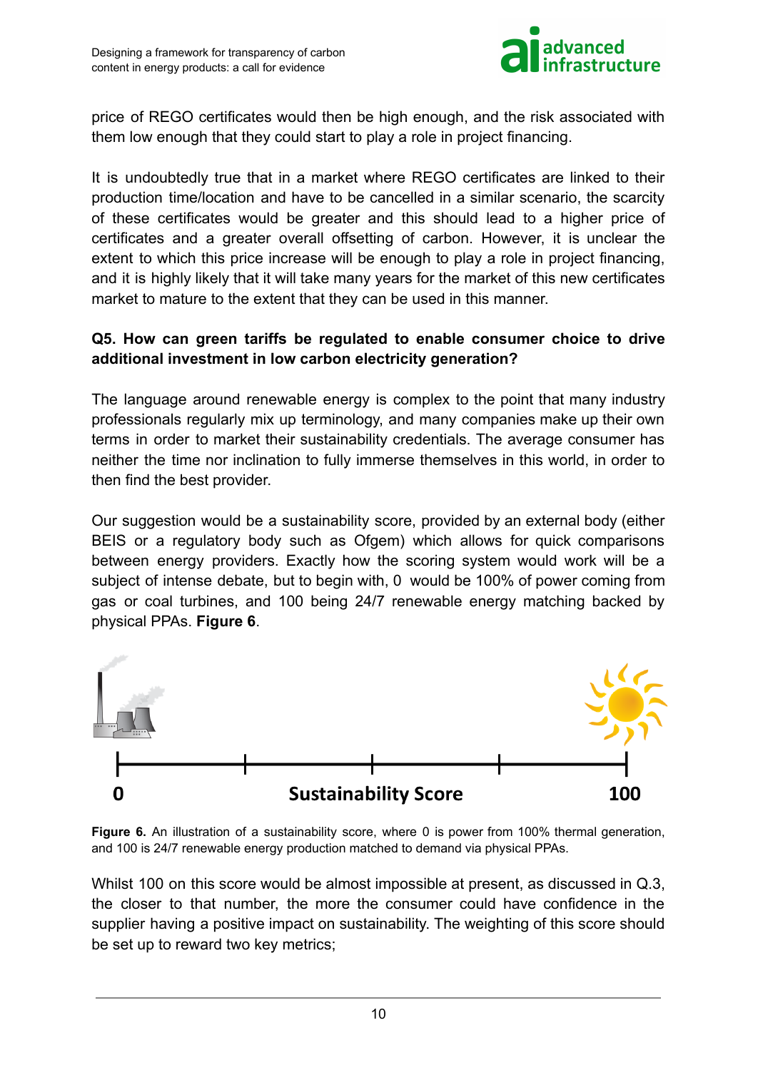price of REGO certificates would then be high enough, and the risk associated with them low enough that they could start to play a role in project financing.

It is undoubtedly true that in a market where REGO certificates are linked to their production time/location and have to be cancelled in a similar scenario, the scarcity of these certificates would be greater and this should lead to a higher price of certificates and a greater overall offsetting of carbon. However, it is unclear the extent to which this price increase will be enough to play a role in project financing, and it is highly likely that it will take many years for the market of this new certificates market to mature to the extent that they can be used in this manner.

**Q5. How can green tariffs be regulated to enable consumer choice to drive additional investment in low carbon electricity generation?**

The language around renewable energy is complex to the point that many industry professionals regularly mix up terminology, and many companies make up their own terms in order to market their sustainability credentials. The average consumer has neither the time nor inclination to fully immerse themselves in this world, in order to then find the best provider.

Our suggestion would be a sustainability score, provided by an external body (either BEIS or a regulatory body such as Ofgem) which allows for quick comparisons between energy providers. Exactly how the scoring system would work will be a subject of intense debate, but to begin with, 0 would be 100% of power coming from gas or coal turbines, and 100 being 24/7 renewable energy matching backed by physical PPAs. **Figure 6**.

0 — Sustainability Score — 100

**Figure 6.** An illustration of a sustainability score, where 0 is power from 100% thermal generation, and 100 is 24/7 renewable energy production matched to demand via physical PPAs.

Whilst 100 on this score would be almost impossible at present, as discussed in Q.3, the closer to that number, the more the consumer could have confidence in the supplier having a positive impact on sustainability. The weighting of this score should be set up to reward two key metrics;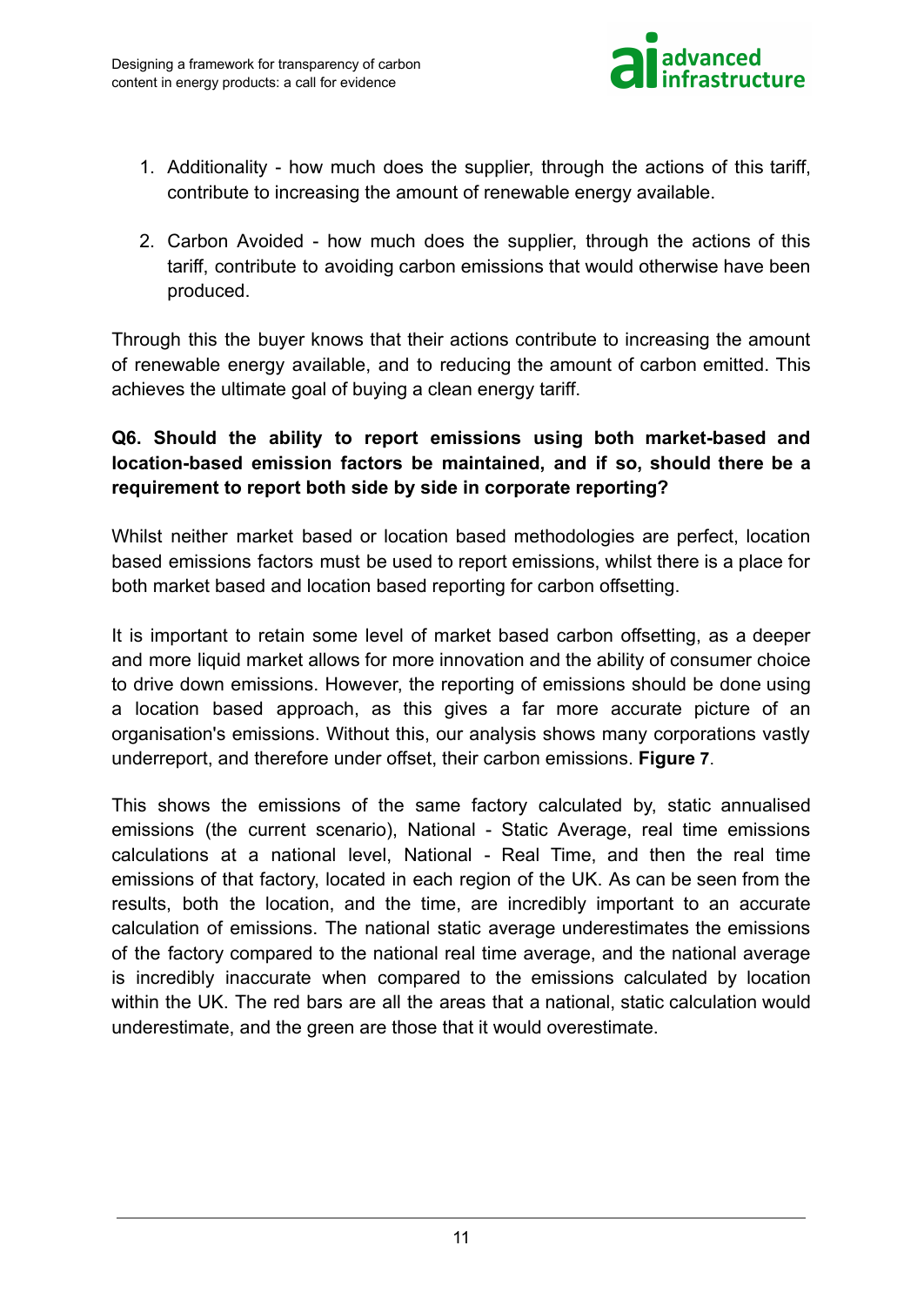1. Additionality - how much does the supplier, through the actions of this tariff, contribute to increasing the amount of renewable energy available.

2. Carbon Avoided - how much does the supplier, through the actions of this tariff, contribute to avoiding carbon emissions that would otherwise have been produced.

Through this the buyer knows that their actions contribute to increasing the amount of renewable energy available, and to reducing the amount of carbon emitted. This achieves the ultimate goal of buying a clean energy tariff.

**Q6. Should the ability to report emissions using both market-based and location-based emission factors be maintained, and if so, should there be a requirement to report both side by side in corporate reporting?**

Whilst neither market based or location based methodologies are perfect, location based emissions factors must be used to report emissions, whilst there is a place for both market based and location based reporting for carbon offsetting.

It is important to retain some level of market based carbon offsetting, as a deeper and more liquid market allows for more innovation and the ability of consumer choice to drive down emissions. However, the reporting of emissions should be done using a location based approach, as this gives a far more accurate picture of an organisation's emissions. Without this, our analysis shows many corporations vastly underreport, and therefore under offset, their carbon emissions. **Figure 7**.

This shows the emissions of the same factory calculated by, static annualised emissions (the current scenario), National - Static Average, real time emissions calculations at a national level, National - Real Time, and then the real time emissions of that factory, located in each region of the UK. As can be seen from the results, both the location, and the time, are incredibly important to an accurate calculation of emissions. The national static average underestimates the emissions of the factory compared to the national real time average, and the national average is incredibly inaccurate when compared to the emissions calculated by location within the UK. The red bars are all the areas that a national, static calculation would underestimate, and the green are those that it would overestimate.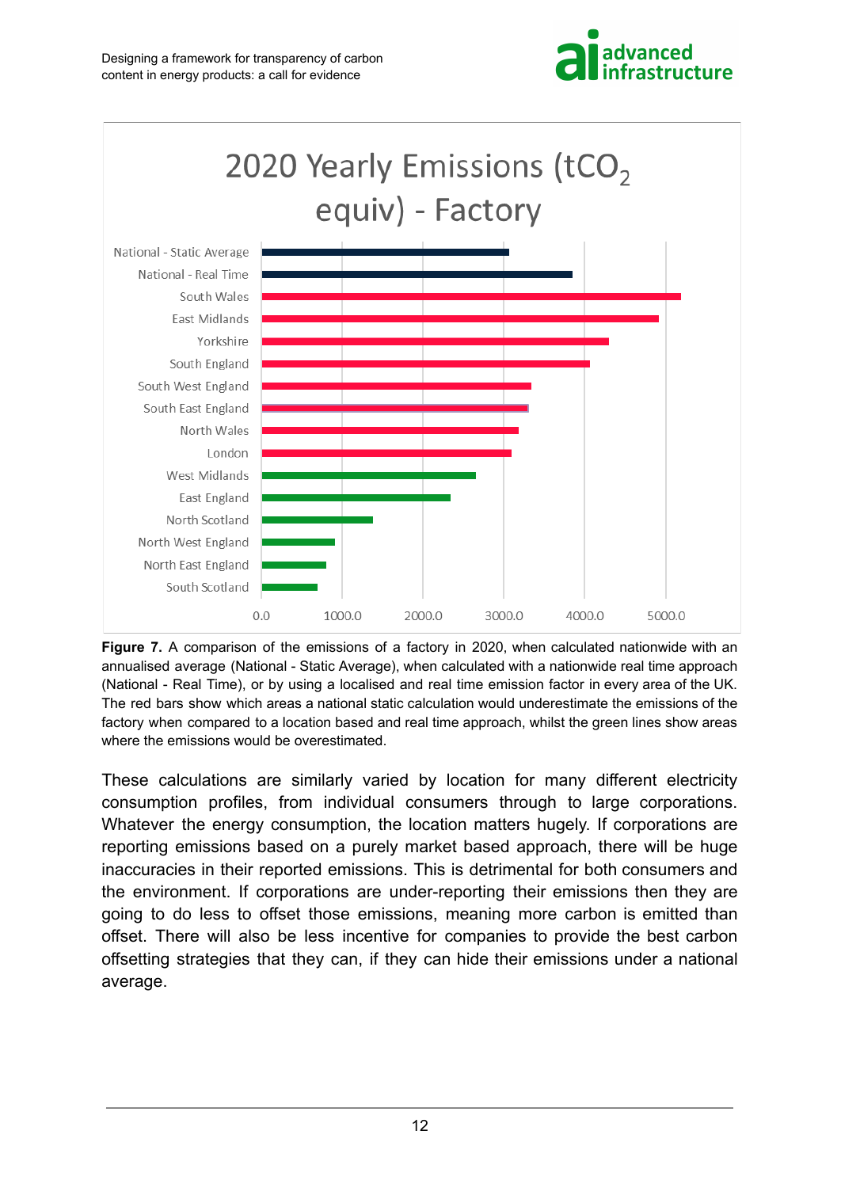2020 Yearly Emissions ($tCO_2$ equiv) - Factory

| Area | Emissions ($tCO_2$ equiv) |
|---|---|
| National - Static Average | ~3050 |
| National - Real Time | ~3830 |
| South Wales | ~5170 |
| East Midlands | ~4900 |
| Yorkshire | ~4290 |
| South England | ~4050 |
| South West England | ~3330 |
| South East England | ~3290 |
| North Wales | ~3170 |
| London | ~3080 |
| West Midlands | ~2640 |
| East England | ~2330 |
| North Scotland | ~1370 |
| North West England | ~900 |
| North East England | ~800 |
| South Scotland | ~690 |

**Figure 7.** A comparison of the emissions of a factory in 2020, when calculated nationwide with an annualised average (National - Static Average), when calculated with a nationwide real time approach (National - Real Time), or by using a localised and real time emission factor in every area of the UK. The red bars show which areas a national static calculation would underestimate the emissions of the factory when compared to a location based and real time approach, whilst the green lines show areas where the emissions would be overestimated.

These calculations are similarly varied by location for many different electricity consumption profiles, from individual consumers through to large corporations. Whatever the energy consumption, the location matters hugely. If corporations are reporting emissions based on a purely market based approach, there will be huge inaccuracies in their reported emissions. This is detrimental for both consumers and the environment. If corporations are under-reporting their emissions then they are going to do less to offset those emissions, meaning more carbon is emitted than offset. There will also be less incentive for companies to provide the best carbon offsetting strategies that they can, if they can hide their emissions under a national average.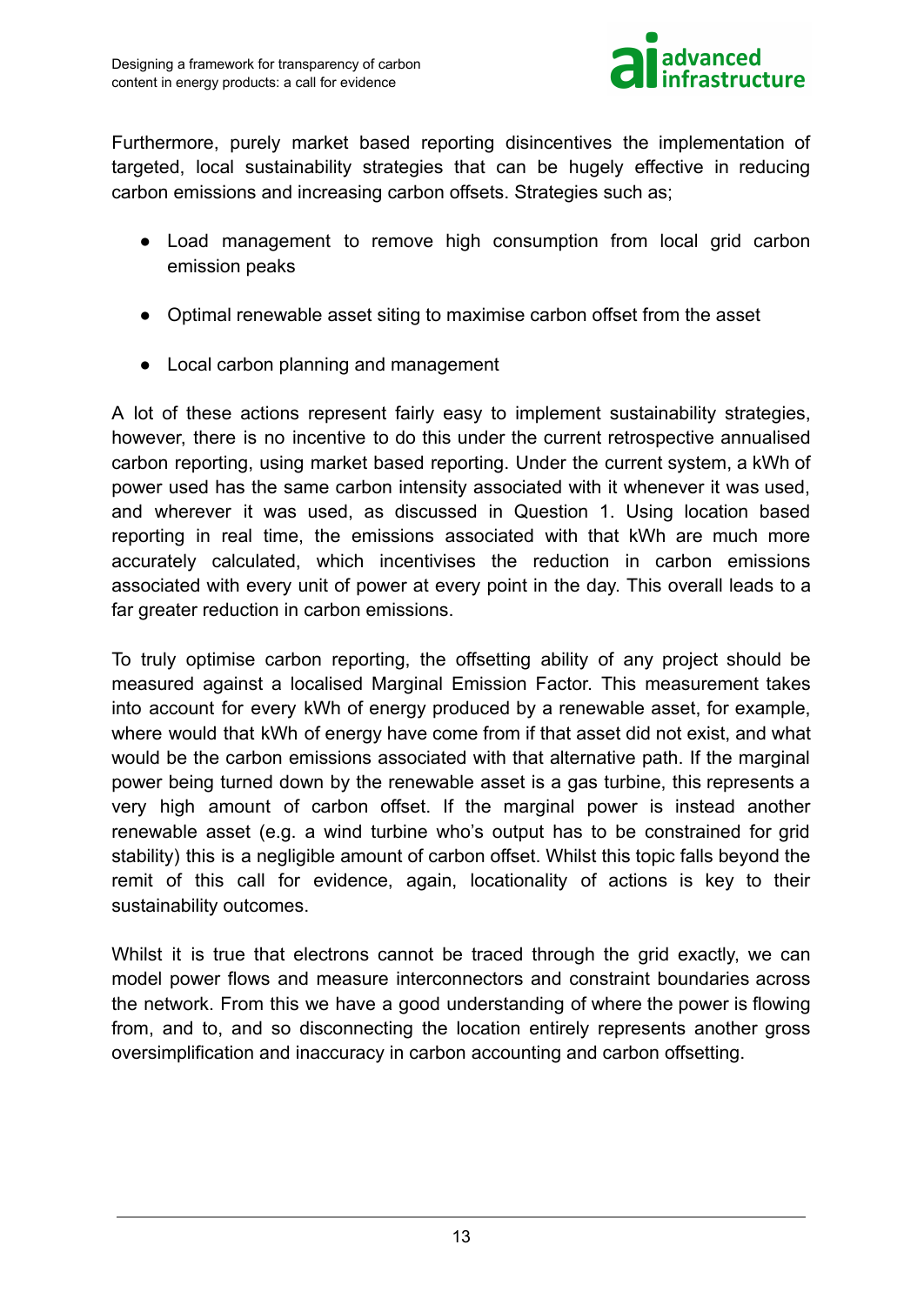Furthermore, purely market based reporting disincentives the implementation of targeted, local sustainability strategies that can be hugely effective in reducing carbon emissions and increasing carbon offsets. Strategies such as;

- Load management to remove high consumption from local grid carbon emission peaks
- Optimal renewable asset siting to maximise carbon offset from the asset
- Local carbon planning and management

A lot of these actions represent fairly easy to implement sustainability strategies, however, there is no incentive to do this under the current retrospective annualised carbon reporting, using market based reporting. Under the current system, a kWh of power used has the same carbon intensity associated with it whenever it was used, and wherever it was used, as discussed in Question 1. Using location based reporting in real time, the emissions associated with that kWh are much more accurately calculated, which incentivises the reduction in carbon emissions associated with every unit of power at every point in the day. This overall leads to a far greater reduction in carbon emissions.

To truly optimise carbon reporting, the offsetting ability of any project should be measured against a localised Marginal Emission Factor. This measurement takes into account for every kWh of energy produced by a renewable asset, for example, where would that kWh of energy have come from if that asset did not exist, and what would be the carbon emissions associated with that alternative path. If the marginal power being turned down by the renewable asset is a gas turbine, this represents a very high amount of carbon offset. If the marginal power is instead another renewable asset (e.g. a wind turbine who's output has to be constrained for grid stability) this is a negligible amount of carbon offset. Whilst this topic falls beyond the remit of this call for evidence, again, locationality of actions is key to their sustainability outcomes.

Whilst it is true that electrons cannot be traced through the grid exactly, we can model power flows and measure interconnectors and constraint boundaries across the network. From this we have a good understanding of where the power is flowing from, and to, and so disconnecting the location entirely represents another gross oversimplification and inaccuracy in carbon accounting and carbon offsetting.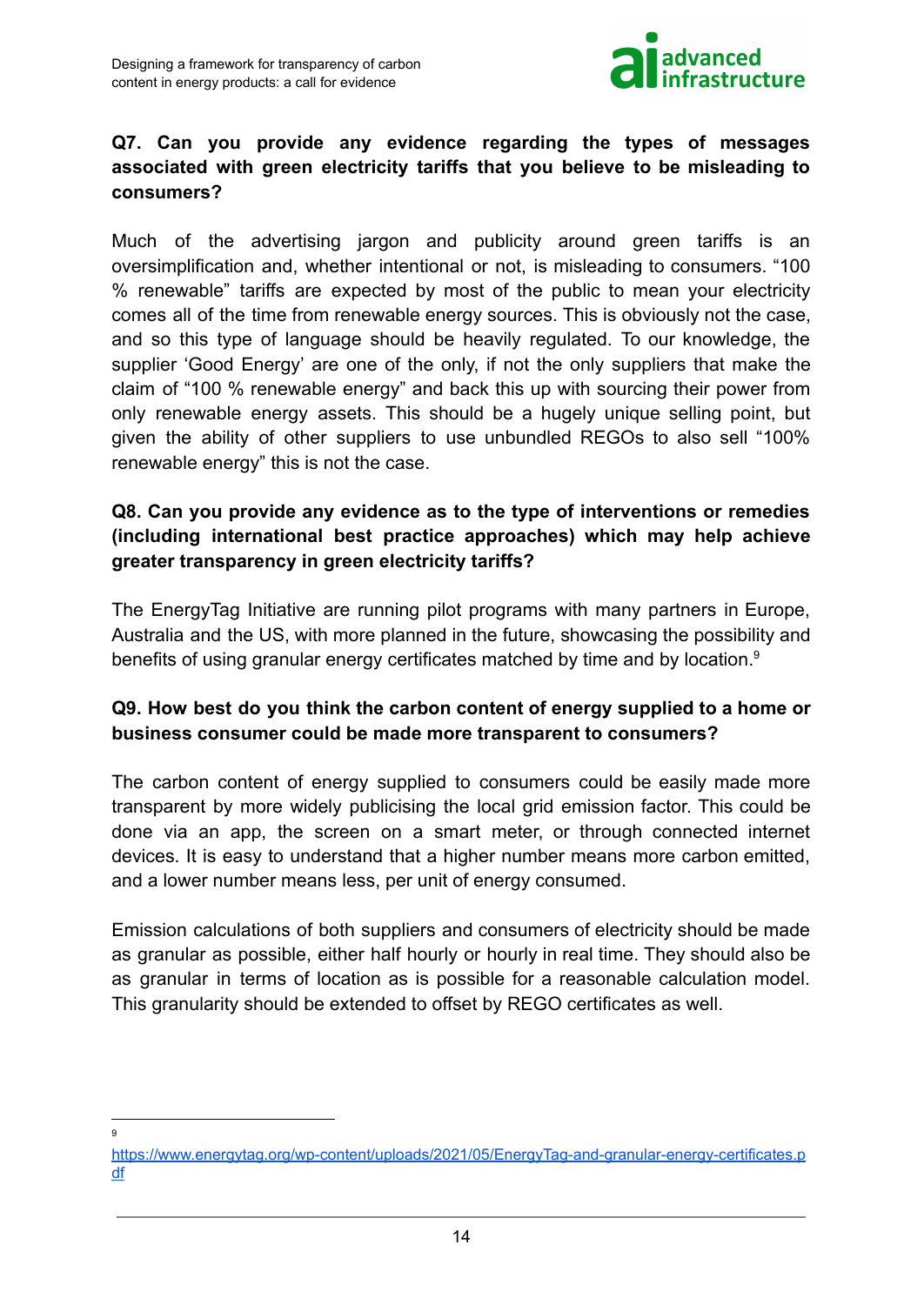**Q7. Can you provide any evidence regarding the types of messages associated with green electricity tariffs that you believe to be misleading to consumers?**

Much of the advertising jargon and publicity around green tariffs is an oversimplification and, whether intentional or not, is misleading to consumers. "100 % renewable" tariffs are expected by most of the public to mean your electricity comes all of the time from renewable energy sources. This is obviously not the case, and so this type of language should be heavily regulated. To our knowledge, the supplier 'Good Energy' are one of the only, if not the only suppliers that make the claim of "100 % renewable energy" and back this up with sourcing their power from only renewable energy assets. This should be a hugely unique selling point, but given the ability of other suppliers to use unbundled REGOs to also sell "100% renewable energy" this is not the case.

**Q8. Can you provide any evidence as to the type of interventions or remedies (including international best practice approaches) which may help achieve greater transparency in green electricity tariffs?**

The EnergyTag Initiative are running pilot programs with many partners in Europe, Australia and the US, with more planned in the future, showcasing the possibility and benefits of using granular energy certificates matched by time and by location.[9]

**Q9. How best do you think the carbon content of energy supplied to a home or business consumer could be made more transparent to consumers?**

The carbon content of energy supplied to consumers could be easily made more transparent by more widely publicising the local grid emission factor. This could be done via an app, the screen on a smart meter, or through connected internet devices. It is easy to understand that a higher number means more carbon emitted, and a lower number means less, per unit of energy consumed.

Emission calculations of both suppliers and consumers of electricity should be made as granular as possible, either half hourly or hourly in real time. They should also be as granular in terms of location as is possible for a reasonable calculation model. This granularity should be extended to offset by REGO certificates as well.

---

[9] https://www.energytag.org/wp-content/uploads/2021/05/EnergyTag-and-granular-energy-certificates.pdf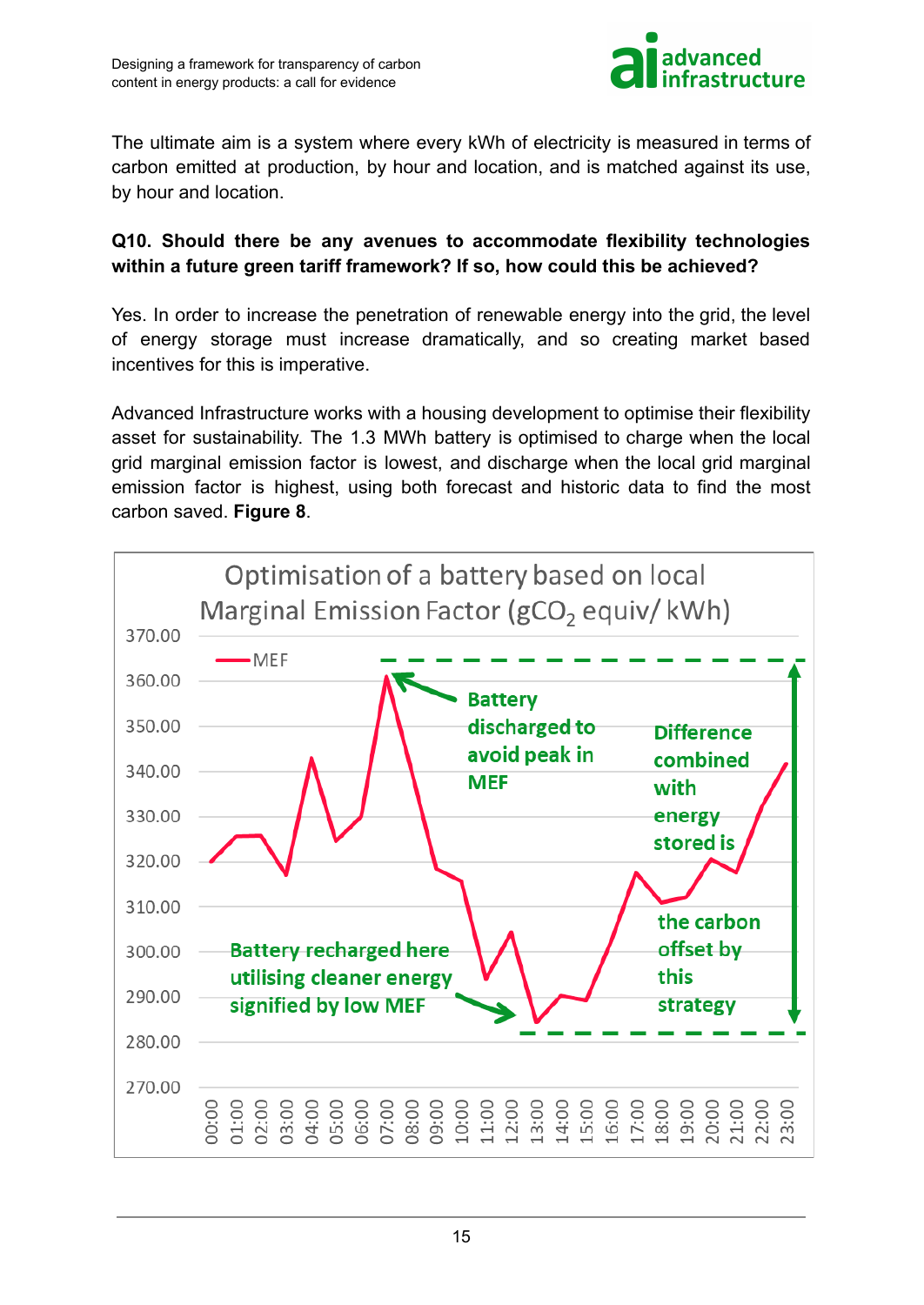The ultimate aim is a system where every kWh of electricity is measured in terms of carbon emitted at production, by hour and location, and is matched against its use, by hour and location.

**Q10. Should there be any avenues to accommodate flexibility technologies within a future green tariff framework? If so, how could this be achieved?**

Yes. In order to increase the penetration of renewable energy into the grid, the level of energy storage must increase dramatically, and so creating market based incentives for this is imperative.

Advanced Infrastructure works with a housing development to optimise their flexibility asset for sustainability. The 1.3 MWh battery is optimised to charge when the local grid marginal emission factor is lowest, and discharge when the local grid marginal emission factor is highest, using both forecast and historic data to find the most carbon saved. **Figure 8**.

Optimisation of a battery based on local Marginal Emission Factor ($gCO_2$ equiv/ kWh)

Legend: MEF

Annotations:
- Battery discharged to avoid peak in MEF
- Battery recharged here utilising cleaner energy signified by low MEF
- Difference combined with energy stored is the carbon offset by this strategy

Y-axis: 270.00 – 370.00

X-axis: 00:00 – 23:00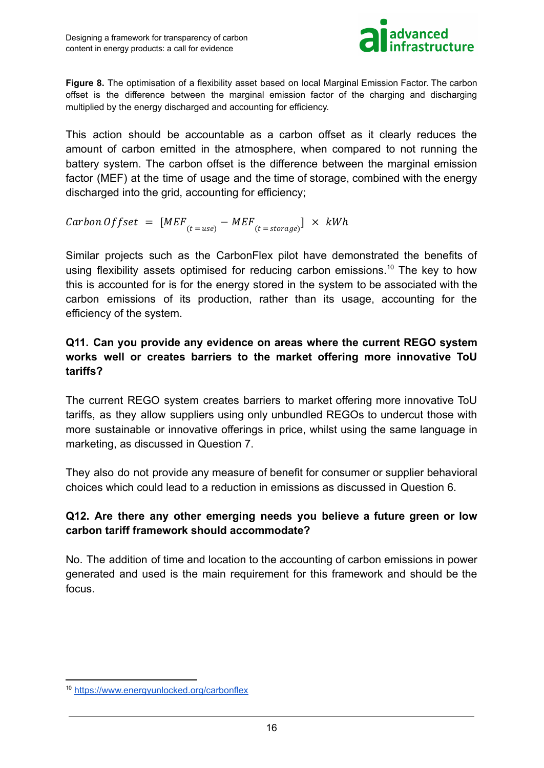**Figure 8.** The optimisation of a flexibility asset based on local Marginal Emission Factor. The carbon offset is the difference between the marginal emission factor of the charging and discharging multiplied by the energy discharged and accounting for efficiency.

This action should be accountable as a carbon offset as it clearly reduces the amount of carbon emitted in the atmosphere, when compared to not running the battery system. The carbon offset is the difference between the marginal emission factor (MEF) at the time of usage and the time of storage, combined with the energy discharged into the grid, accounting for efficiency;

$$Carbon\,Offset \;=\; [MEF_{(t\,=\,use)} - MEF_{(t\,=\,storage)}] \;\times\; kWh$$

Similar projects such as the CarbonFlex pilot have demonstrated the benefits of using flexibility assets optimised for reducing carbon emissions.[10] The key to how this is accounted for is for the energy stored in the system to be associated with the carbon emissions of its production, rather than its usage, accounting for the efficiency of the system.

**Q11. Can you provide any evidence on areas where the current REGO system works well or creates barriers to the market offering more innovative ToU tariffs?**

The current REGO system creates barriers to market offering more innovative ToU tariffs, as they allow suppliers using only unbundled REGOs to undercut those with more sustainable or innovative offerings in price, whilst using the same language in marketing, as discussed in Question 7.

They also do not provide any measure of benefit for consumer or supplier behavioral choices which could lead to a reduction in emissions as discussed in Question 6.

**Q12. Are there any other emerging needs you believe a future green or low carbon tariff framework should accommodate?**

No. The addition of time and location to the accounting of carbon emissions in power generated and used is the main requirement for this framework and should be the focus.

---

[10] https://www.energyunlocked.org/carbonflex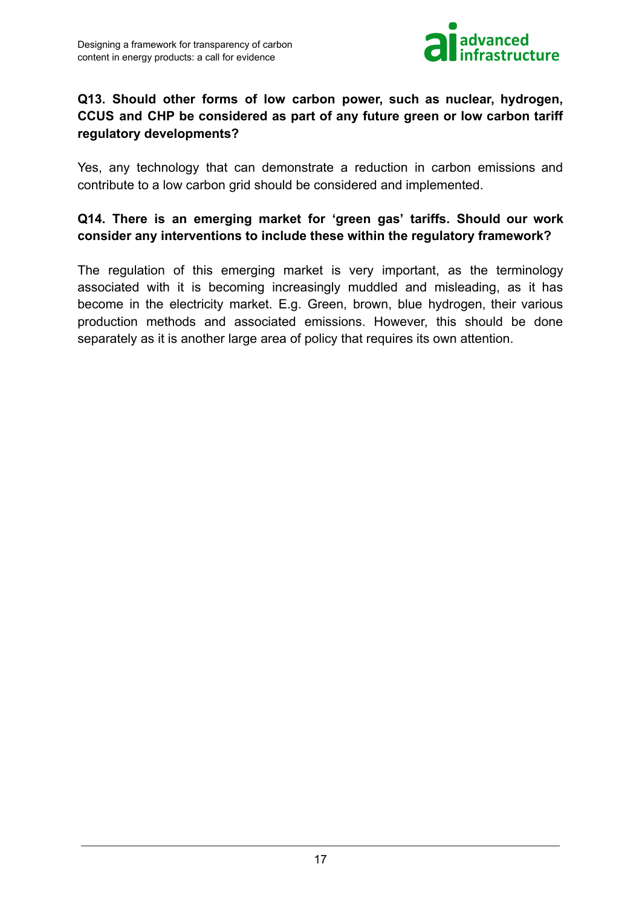**Q13. Should other forms of low carbon power, such as nuclear, hydrogen, CCUS and CHP be considered as part of any future green or low carbon tariff regulatory developments?**

Yes, any technology that can demonstrate a reduction in carbon emissions and contribute to a low carbon grid should be considered and implemented.

**Q14. There is an emerging market for 'green gas' tariffs. Should our work consider any interventions to include these within the regulatory framework?**

The regulation of this emerging market is very important, as the terminology associated with it is becoming increasingly muddled and misleading, as it has become in the electricity market. E.g. Green, brown, blue hydrogen, their various production methods and associated emissions. However, this should be done separately as it is another large area of policy that requires its own attention.